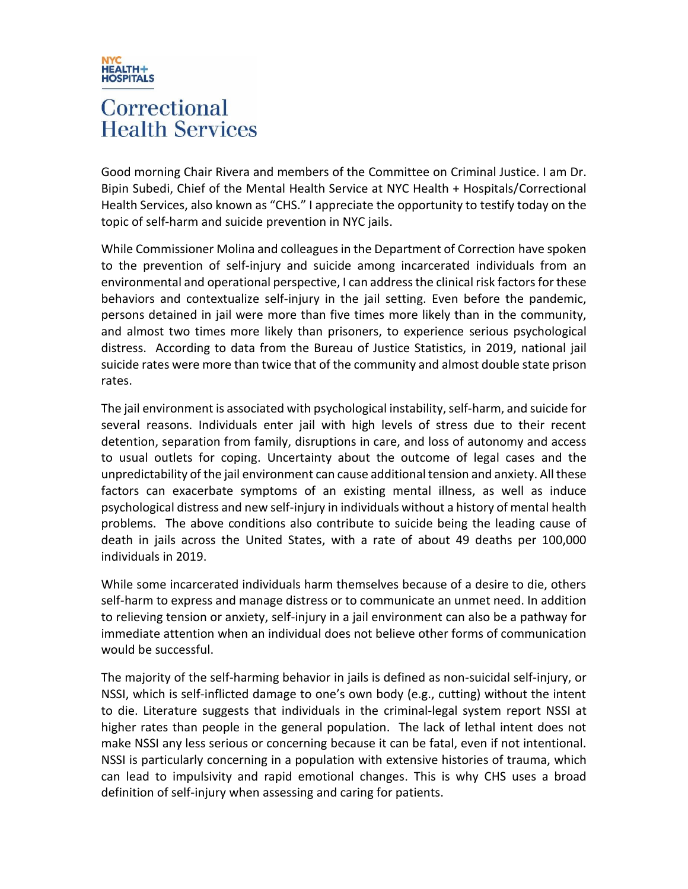NYC HEALTH+ HOSPITALS

# Correctional Health Services

Good morning Chair Rivera and members of the Committee on Criminal Justice. I am Dr. Bipin Subedi, Chief of the Mental Health Service at NYC Health + Hospitals/Correctional Health Services, also known as "CHS." I appreciate the opportunity to testify today on the topic of self-harm and suicide prevention in NYC jails.

While Commissioner Molina and colleagues in the Department of Correction have spoken to the prevention of self-injury and suicide among incarcerated individuals from an environmental and operational perspective, I can address the clinical risk factors for these behaviors and contextualize self-injury in the jail setting. Even before the pandemic, persons detained in jail were more than five times more likely than in the community, and almost two times more likely than prisoners, to experience serious psychological distress. According to data from the Bureau of Justice Statistics, in 2019, national jail suicide rates were more than twice that of the community and almost double state prison rates.

The jail environment is associated with psychological instability, self-harm, and suicide for several reasons. Individuals enter jail with high levels of stress due to their recent detention, separation from family, disruptions in care, and loss of autonomy and access to usual outlets for coping. Uncertainty about the outcome of legal cases and the unpredictability of the jail environment can cause additional tension and anxiety. All these factors can exacerbate symptoms of an existing mental illness, as well as induce psychological distress and new self-injury in individuals without a history of mental health problems. The above conditions also contribute to suicide being the leading cause of death in jails across the United States, with a rate of about 49 deaths per 100,000 individuals in 2019.

While some incarcerated individuals harm themselves because of a desire to die, others self-harm to express and manage distress or to communicate an unmet need. In addition to relieving tension or anxiety, self-injury in a jail environment can also be a pathway for immediate attention when an individual does not believe other forms of communication would be successful.

The majority of the self-harming behavior in jails is defined as non-suicidal self-injury, or NSSI, which is self-inflicted damage to one's own body (e.g., cutting) without the intent to die. Literature suggests that individuals in the criminal-legal system report NSSI at higher rates than people in the general population. The lack of lethal intent does not make NSSI any less serious or concerning because it can be fatal, even if not intentional. NSSI is particularly concerning in a population with extensive histories of trauma, which can lead to impulsivity and rapid emotional changes. This is why CHS uses a broad definition of self-injury when assessing and caring for patients.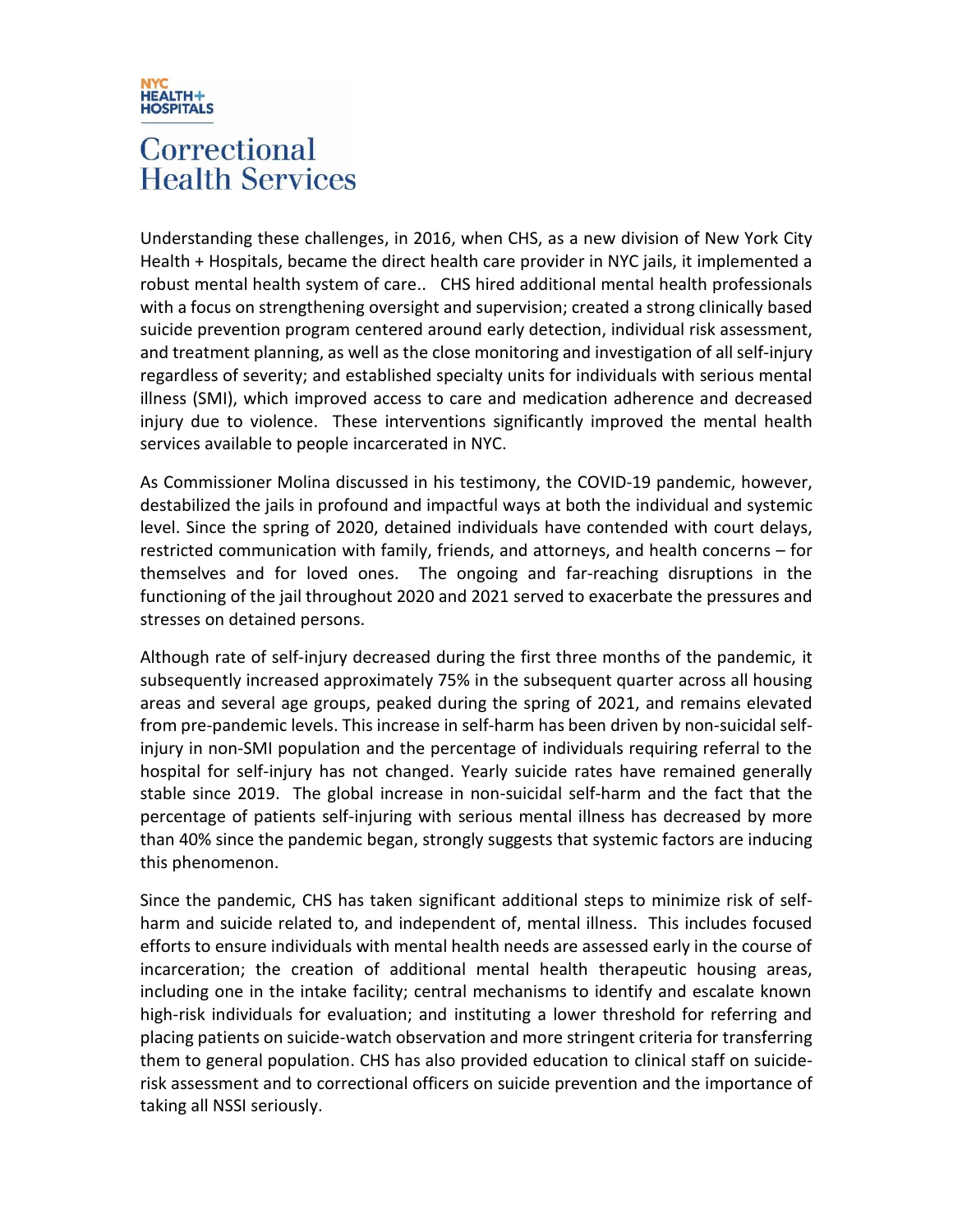Understanding these challenges, in 2016, when CHS, as a new division of New York City Health + Hospitals, became the direct health care provider in NYC jails, it implemented a robust mental health system of care.. CHS hired additional mental health professionals with a focus on strengthening oversight and supervision; created a strong clinically based suicide prevention program centered around early detection, individual risk assessment, and treatment planning, as well as the close monitoring and investigation of all self-injury regardless of severity; and established specialty units for individuals with serious mental illness (SMI), which improved access to care and medication adherence and decreased injury due to violence. These interventions significantly improved the mental health services available to people incarcerated in NYC.

As Commissioner Molina discussed in his testimony, the COVID-19 pandemic, however, destabilized the jails in profound and impactful ways at both the individual and systemic level. Since the spring of 2020, detained individuals have contended with court delays, restricted communication with family, friends, and attorneys, and health concerns – for themselves and for loved ones. The ongoing and far-reaching disruptions in the functioning of the jail throughout 2020 and 2021 served to exacerbate the pressures and stresses on detained persons.

Although rate of self-injury decreased during the first three months of the pandemic, it subsequently increased approximately 75% in the subsequent quarter across all housing areas and several age groups, peaked during the spring of 2021, and remains elevated from pre-pandemic levels. This increase in self-harm has been driven by non-suicidal self-injury in non-SMI population and the percentage of individuals requiring referral to the hospital for self-injury has not changed. Yearly suicide rates have remained generally stable since 2019. The global increase in non-suicidal self-harm and the fact that the percentage of patients self-injuring with serious mental illness has decreased by more than 40% since the pandemic began, strongly suggests that systemic factors are inducing this phenomenon.

Since the pandemic, CHS has taken significant additional steps to minimize risk of self-harm and suicide related to, and independent of, mental illness. This includes focused efforts to ensure individuals with mental health needs are assessed early in the course of incarceration; the creation of additional mental health therapeutic housing areas, including one in the intake facility; central mechanisms to identify and escalate known high-risk individuals for evaluation; and instituting a lower threshold for referring and placing patients on suicide-watch observation and more stringent criteria for transferring them to general population. CHS has also provided education to clinical staff on suicide-risk assessment and to correctional officers on suicide prevention and the importance of taking all NSSI seriously.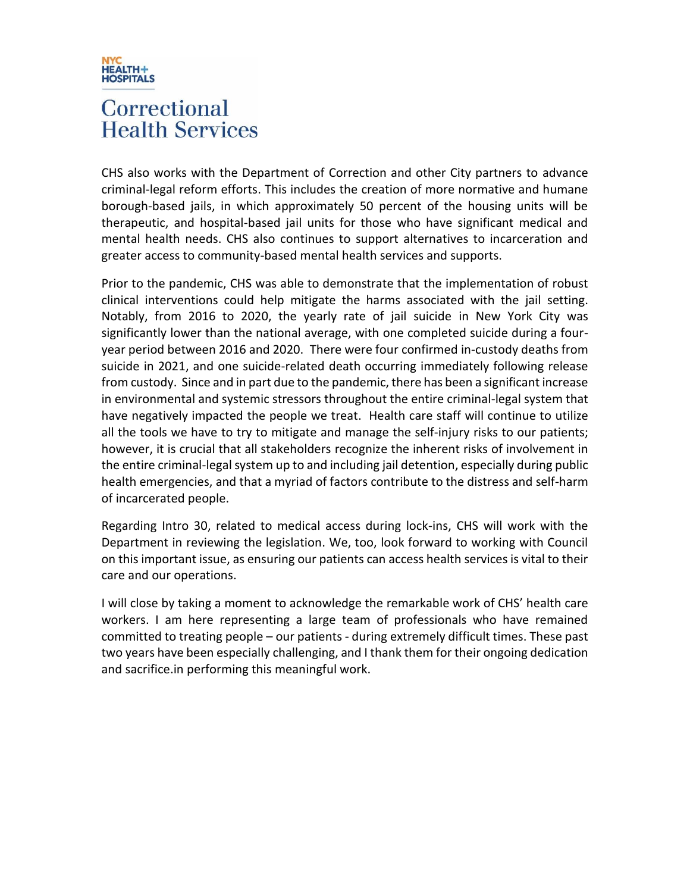NYC HEALTH+ HOSPITALS

# Correctional Health Services

CHS also works with the Department of Correction and other City partners to advance criminal-legal reform efforts. This includes the creation of more normative and humane borough-based jails, in which approximately 50 percent of the housing units will be therapeutic, and hospital-based jail units for those who have significant medical and mental health needs. CHS also continues to support alternatives to incarceration and greater access to community-based mental health services and supports.

Prior to the pandemic, CHS was able to demonstrate that the implementation of robust clinical interventions could help mitigate the harms associated with the jail setting. Notably, from 2016 to 2020, the yearly rate of jail suicide in New York City was significantly lower than the national average, with one completed suicide during a four-year period between 2016 and 2020. There were four confirmed in-custody deaths from suicide in 2021, and one suicide-related death occurring immediately following release from custody. Since and in part due to the pandemic, there has been a significant increase in environmental and systemic stressors throughout the entire criminal-legal system that have negatively impacted the people we treat. Health care staff will continue to utilize all the tools we have to try to mitigate and manage the self-injury risks to our patients; however, it is crucial that all stakeholders recognize the inherent risks of involvement in the entire criminal-legal system up to and including jail detention, especially during public health emergencies, and that a myriad of factors contribute to the distress and self-harm of incarcerated people.

Regarding Intro 30, related to medical access during lock-ins, CHS will work with the Department in reviewing the legislation. We, too, look forward to working with Council on this important issue, as ensuring our patients can access health services is vital to their care and our operations.

I will close by taking a moment to acknowledge the remarkable work of CHS' health care workers. I am here representing a large team of professionals who have remained committed to treating people – our patients - during extremely difficult times. These past two years have been especially challenging, and I thank them for their ongoing dedication and sacrifice.in performing this meaningful work.